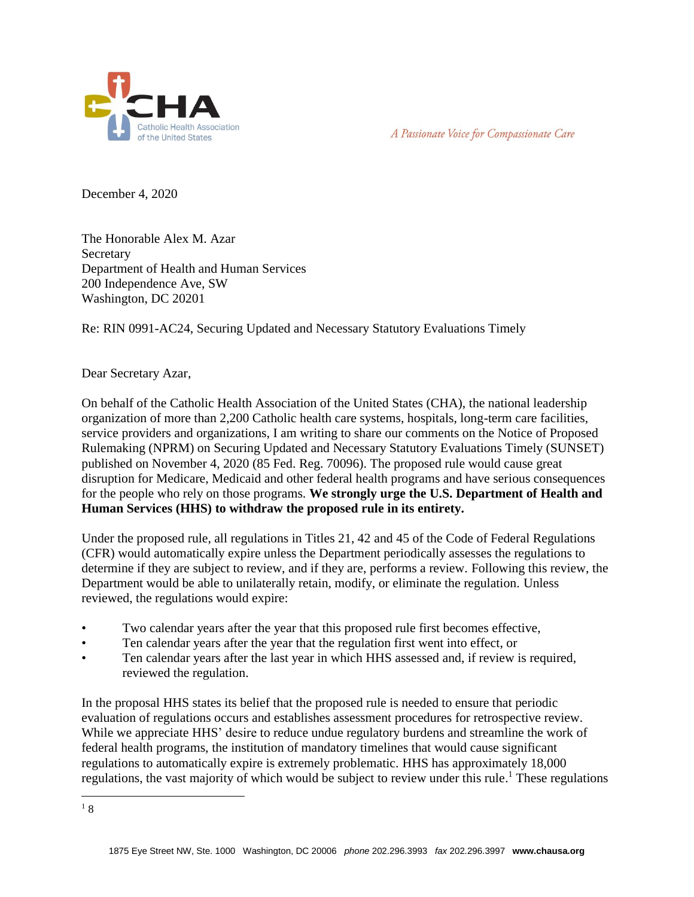Catholic Health Association of the United States

*A Passionate Voice for Compassionate Care*

December 4, 2020

The Honorable Alex M. Azar
Secretary
Department of Health and Human Services
200 Independence Ave, SW
Washington, DC 20201

Re: RIN 0991-AC24, Securing Updated and Necessary Statutory Evaluations Timely

Dear Secretary Azar,

On behalf of the Catholic Health Association of the United States (CHA), the national leadership organization of more than 2,200 Catholic health care systems, hospitals, long-term care facilities, service providers and organizations, I am writing to share our comments on the Notice of Proposed Rulemaking (NPRM) on Securing Updated and Necessary Statutory Evaluations Timely (SUNSET) published on November 4, 2020 (85 Fed. Reg. 70096). The proposed rule would cause great disruption for Medicare, Medicaid and other federal health programs and have serious consequences for the people who rely on those programs. **We strongly urge the U.S. Department of Health and Human Services (HHS) to withdraw the proposed rule in its entirety.**

Under the proposed rule, all regulations in Titles 21, 42 and 45 of the Code of Federal Regulations (CFR) would automatically expire unless the Department periodically assesses the regulations to determine if they are subject to review, and if they are, performs a review. Following this review, the Department would be able to unilaterally retain, modify, or eliminate the regulation. Unless reviewed, the regulations would expire:

- Two calendar years after the year that this proposed rule first becomes effective,
- Ten calendar years after the year that the regulation first went into effect, or
- Ten calendar years after the last year in which HHS assessed and, if review is required, reviewed the regulation.

In the proposal HHS states its belief that the proposed rule is needed to ensure that periodic evaluation of regulations occurs and establishes assessment procedures for retrospective review. While we appreciate HHS' desire to reduce undue regulatory burdens and streamline the work of federal health programs, the institution of mandatory timelines that would cause significant regulations to automatically expire is extremely problematic. HHS has approximately 18,000 regulations, the vast majority of which would be subject to review under this rule.[1] These regulations

[1] 8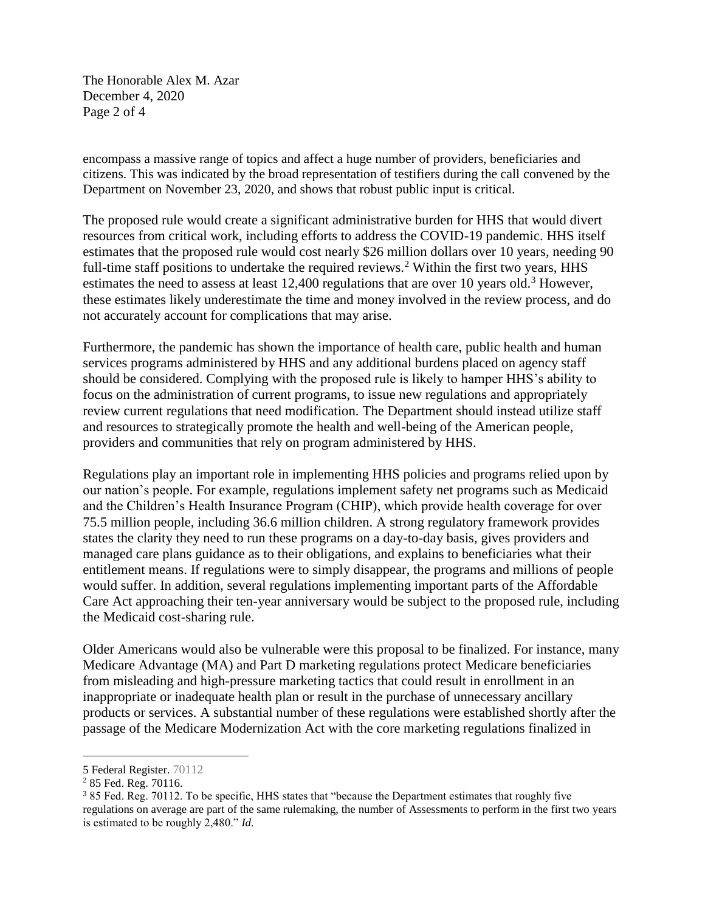encompass a massive range of topics and affect a huge number of providers, beneficiaries and citizens. This was indicated by the broad representation of testifiers during the call convened by the Department on November 23, 2020, and shows that robust public input is critical.

The proposed rule would create a significant administrative burden for HHS that would divert resources from critical work, including efforts to address the COVID-19 pandemic. HHS itself estimates that the proposed rule would cost nearly $26 million dollars over 10 years, needing 90 full-time staff positions to undertake the required reviews.[2] Within the first two years, HHS estimates the need to assess at least 12,400 regulations that are over 10 years old.[3] However, these estimates likely underestimate the time and money involved in the review process, and do not accurately account for complications that may arise.

Furthermore, the pandemic has shown the importance of health care, public health and human services programs administered by HHS and any additional burdens placed on agency staff should be considered. Complying with the proposed rule is likely to hamper HHS's ability to focus on the administration of current programs, to issue new regulations and appropriately review current regulations that need modification. The Department should instead utilize staff and resources to strategically promote the health and well-being of the American people, providers and communities that rely on program administered by HHS.

Regulations play an important role in implementing HHS policies and programs relied upon by our nation's people. For example, regulations implement safety net programs such as Medicaid and the Children's Health Insurance Program (CHIP), which provide health coverage for over 75.5 million people, including 36.6 million children. A strong regulatory framework provides states the clarity they need to run these programs on a day-to-day basis, gives providers and managed care plans guidance as to their obligations, and explains to beneficiaries what their entitlement means. If regulations were to simply disappear, the programs and millions of people would suffer. In addition, several regulations implementing important parts of the Affordable Care Act approaching their ten-year anniversary would be subject to the proposed rule, including the Medicaid cost-sharing rule.

Older Americans would also be vulnerable were this proposal to be finalized. For instance, many Medicare Advantage (MA) and Part D marketing regulations protect Medicare beneficiaries from misleading and high-pressure marketing tactics that could result in enrollment in an inappropriate or inadequate health plan or result in the purchase of unnecessary ancillary products or services. A substantial number of these regulations were established shortly after the passage of the Medicare Modernization Act with the core marketing regulations finalized in

---

5 Federal Register. 70112

[2] 85 Fed. Reg. 70116.

[3] 85 Fed. Reg. 70112. To be specific, HHS states that "because the Department estimates that roughly five regulations on average are part of the same rulemaking, the number of Assessments to perform in the first two years is estimated to be roughly 2,480." *Id*.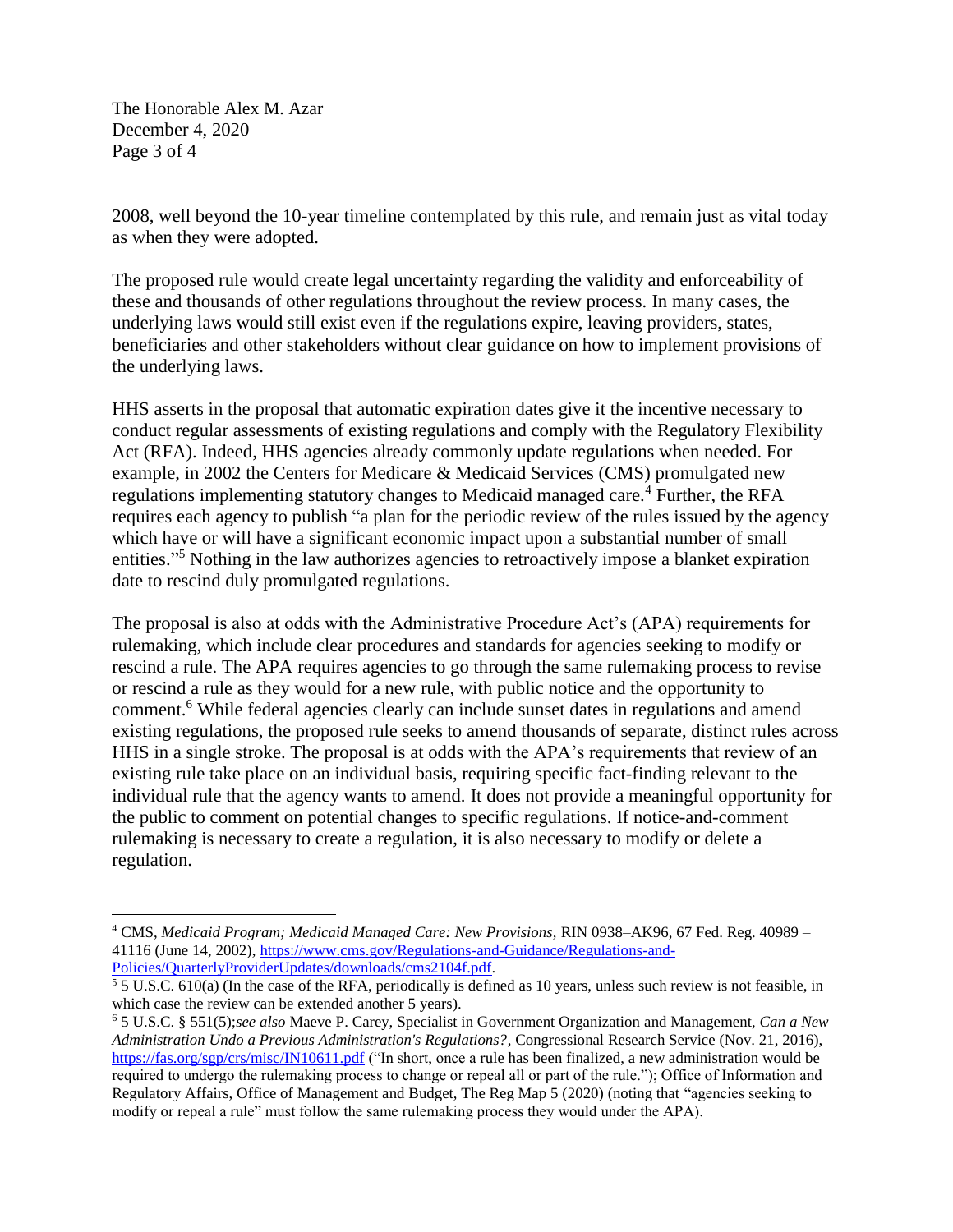2008, well beyond the 10-year timeline contemplated by this rule, and remain just as vital today as when they were adopted.

The proposed rule would create legal uncertainty regarding the validity and enforceability of these and thousands of other regulations throughout the review process. In many cases, the underlying laws would still exist even if the regulations expire, leaving providers, states, beneficiaries and other stakeholders without clear guidance on how to implement provisions of the underlying laws.

HHS asserts in the proposal that automatic expiration dates give it the incentive necessary to conduct regular assessments of existing regulations and comply with the Regulatory Flexibility Act (RFA). Indeed, HHS agencies already commonly update regulations when needed. For example, in 2002 the Centers for Medicare & Medicaid Services (CMS) promulgated new regulations implementing statutory changes to Medicaid managed care.[4] Further, the RFA requires each agency to publish "a plan for the periodic review of the rules issued by the agency which have or will have a significant economic impact upon a substantial number of small entities."[5] Nothing in the law authorizes agencies to retroactively impose a blanket expiration date to rescind duly promulgated regulations.

The proposal is also at odds with the Administrative Procedure Act's (APA) requirements for rulemaking, which include clear procedures and standards for agencies seeking to modify or rescind a rule. The APA requires agencies to go through the same rulemaking process to revise or rescind a rule as they would for a new rule, with public notice and the opportunity to comment.[6] While federal agencies clearly can include sunset dates in regulations and amend existing regulations, the proposed rule seeks to amend thousands of separate, distinct rules across HHS in a single stroke. The proposal is at odds with the APA's requirements that review of an existing rule take place on an individual basis, requiring specific fact-finding relevant to the individual rule that the agency wants to amend. It does not provide a meaningful opportunity for the public to comment on potential changes to specific regulations. If notice-and-comment rulemaking is necessary to create a regulation, it is also necessary to modify or delete a regulation.

---

[4] CMS, *Medicaid Program; Medicaid Managed Care: New Provisions*, RIN 0938–AK96, 67 Fed. Reg. 40989 – 41116 (June 14, 2002), https://www.cms.gov/Regulations-and-Guidance/Regulations-and-Policies/QuarterlyProviderUpdates/downloads/cms2104f.pdf.

[5] 5 U.S.C. 610(a) (In the case of the RFA, periodically is defined as 10 years, unless such review is not feasible, in which case the review can be extended another 5 years).

[6] 5 U.S.C. § 551(5);*see also* Maeve P. Carey, Specialist in Government Organization and Management, *Can a New Administration Undo a Previous Administration's Regulations?*, Congressional Research Service (Nov. 21, 2016), https://fas.org/sgp/crs/misc/IN10611.pdf ("In short, once a rule has been finalized, a new administration would be required to undergo the rulemaking process to change or repeal all or part of the rule."); Office of Information and Regulatory Affairs, Office of Management and Budget, The Reg Map 5 (2020) (noting that "agencies seeking to modify or repeal a rule" must follow the same rulemaking process they would under the APA).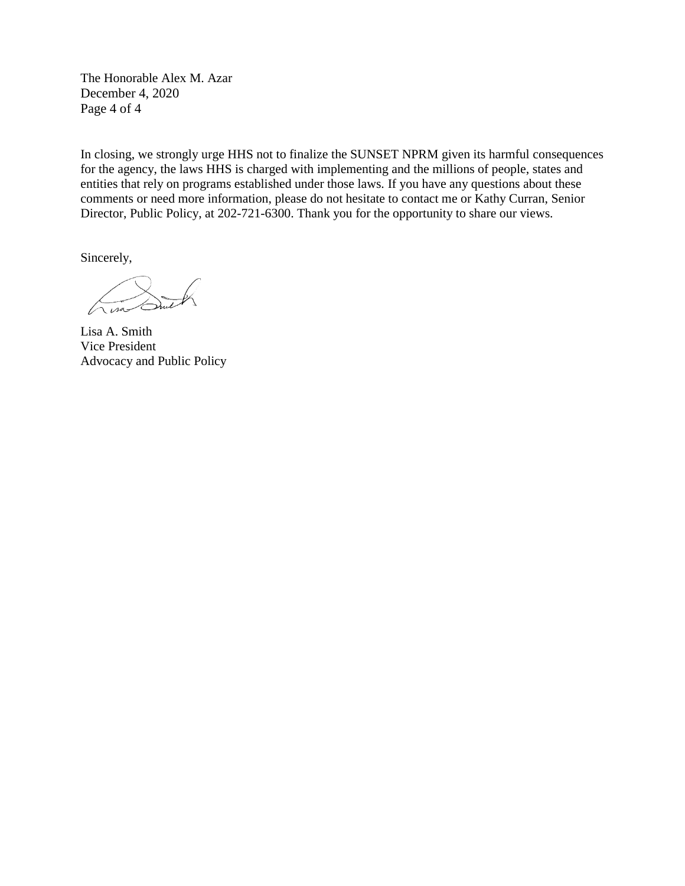In closing, we strongly urge HHS not to finalize the SUNSET NPRM given its harmful consequences for the agency, the laws HHS is charged with implementing and the millions of people, states and entities that rely on programs established under those laws. If you have any questions about these comments or need more information, please do not hesitate to contact me or Kathy Curran, Senior Director, Public Policy, at 202-721-6300. Thank you for the opportunity to share our views.

Sincerely,

Lisa A. Smith
Vice President
Advocacy and Public Policy